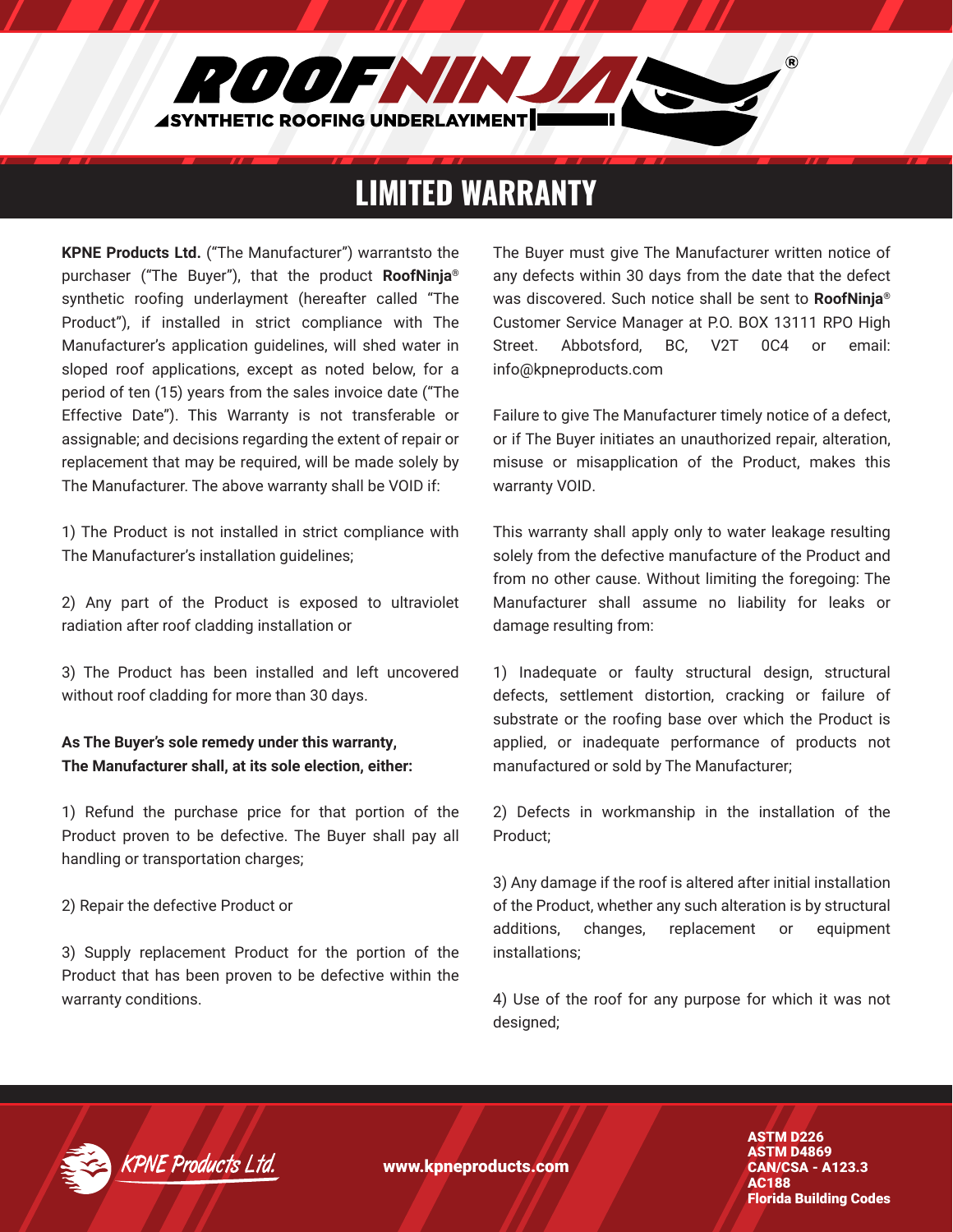# ROOFNINJA®

**SYNTHETIC ROOFING UNDERLAYIMENT**

## LIMITED WARRANTY

**KPNE Products Ltd.** ("The Manufacturer") warrantsto the purchaser ("The Buyer"), that the product **RoofNinja**® synthetic roofing underlayment (hereafter called "The Product"), if installed in strict compliance with The Manufacturer's application guidelines, will shed water in sloped roof applications, except as noted below, for a period of ten (15) years from the sales invoice date ("The Effective Date"). This Warranty is not transferable or assignable; and decisions regarding the extent of repair or replacement that may be required, will be made solely by The Manufacturer. The above warranty shall be VOID if:

1) The Product is not installed in strict compliance with The Manufacturer's installation guidelines;

2) Any part of the Product is exposed to ultraviolet radiation after roof cladding installation or

3) The Product has been installed and left uncovered without roof cladding for more than 30 days.

**As The Buyer's sole remedy under this warranty,**
**The Manufacturer shall, at its sole election, either:**

1) Refund the purchase price for that portion of the Product proven to be defective. The Buyer shall pay all handling or transportation charges;

2) Repair the defective Product or

3) Supply replacement Product for the portion of the Product that has been proven to be defective within the warranty conditions.

The Buyer must give The Manufacturer written notice of any defects within 30 days from the date that the defect was discovered. Such notice shall be sent to **RoofNinja**® Customer Service Manager at P.O. BOX 13111 RPO High Street. Abbotsford, BC, V2T 0C4 or email: info@kpneproducts.com

Failure to give The Manufacturer timely notice of a defect, or if The Buyer initiates an unauthorized repair, alteration, misuse or misapplication of the Product, makes this warranty VOID.

This warranty shall apply only to water leakage resulting solely from the defective manufacture of the Product and from no other cause. Without limiting the foregoing: The Manufacturer shall assume no liability for leaks or damage resulting from:

1) Inadequate or faulty structural design, structural defects, settlement distortion, cracking or failure of substrate or the roofing base over which the Product is applied, or inadequate performance of products not manufactured or sold by The Manufacturer;

2) Defects in workmanship in the installation of the Product;

3) Any damage if the roof is altered after initial installation of the Product, whether any such alteration is by structural additions, changes, replacement or equipment installations;

4) Use of the roof for any purpose for which it was not designed;

KPNE Products Ltd.

www.kpneproducts.com

ASTM D226
ASTM D4869
CAN/CSA - A123.3
AC188
Florida Building Codes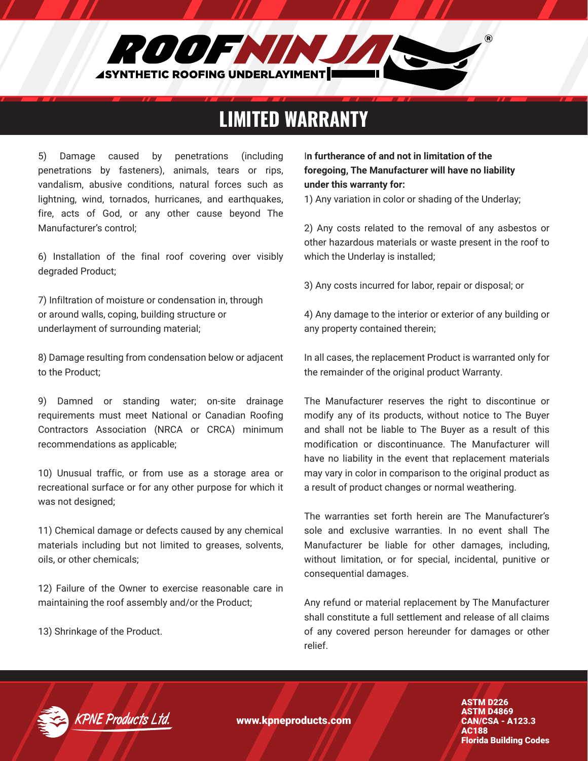# LIMITED WARRANTY

5) Damage caused by penetrations (including penetrations by fasteners), animals, tears or rips, vandalism, abusive conditions, natural forces such as lightning, wind, tornados, hurricanes, and earthquakes, fire, acts of God, or any other cause beyond The Manufacturer's control;

6) Installation of the final roof covering over visibly degraded Product;

7) Infiltration of moisture or condensation in, through or around walls, coping, building structure or underlayment of surrounding material;

8) Damage resulting from condensation below or adjacent to the Product;

9) Damned or standing water; on-site drainage requirements must meet National or Canadian Roofing Contractors Association (NRCA or CRCA) minimum recommendations as applicable;

10) Unusual traffic, or from use as a storage area or recreational surface or for any other purpose for which it was not designed;

11) Chemical damage or defects caused by any chemical materials including but not limited to greases, solvents, oils, or other chemicals;

12) Failure of the Owner to exercise reasonable care in maintaining the roof assembly and/or the Product;

13) Shrinkage of the Product.

**In furtherance of and not in limitation of the foregoing, The Manufacturer will have no liability under this warranty for:**

1) Any variation in color or shading of the Underlay;

2) Any costs related to the removal of any asbestos or other hazardous materials or waste present in the roof to which the Underlay is installed;

3) Any costs incurred for labor, repair or disposal; or

4) Any damage to the interior or exterior of any building or any property contained therein;

In all cases, the replacement Product is warranted only for the remainder of the original product Warranty.

The Manufacturer reserves the right to discontinue or modify any of its products, without notice to The Buyer and shall not be liable to The Buyer as a result of this modification or discontinuance. The Manufacturer will have no liability in the event that replacement materials may vary in color in comparison to the original product as a result of product changes or normal weathering.

The warranties set forth herein are The Manufacturer's sole and exclusive warranties. In no event shall The Manufacturer be liable for other damages, including, without limitation, or for special, incidental, punitive or consequential damages.

Any refund or material replacement by The Manufacturer shall constitute a full settlement and release of all claims of any covered person hereunder for damages or other relief.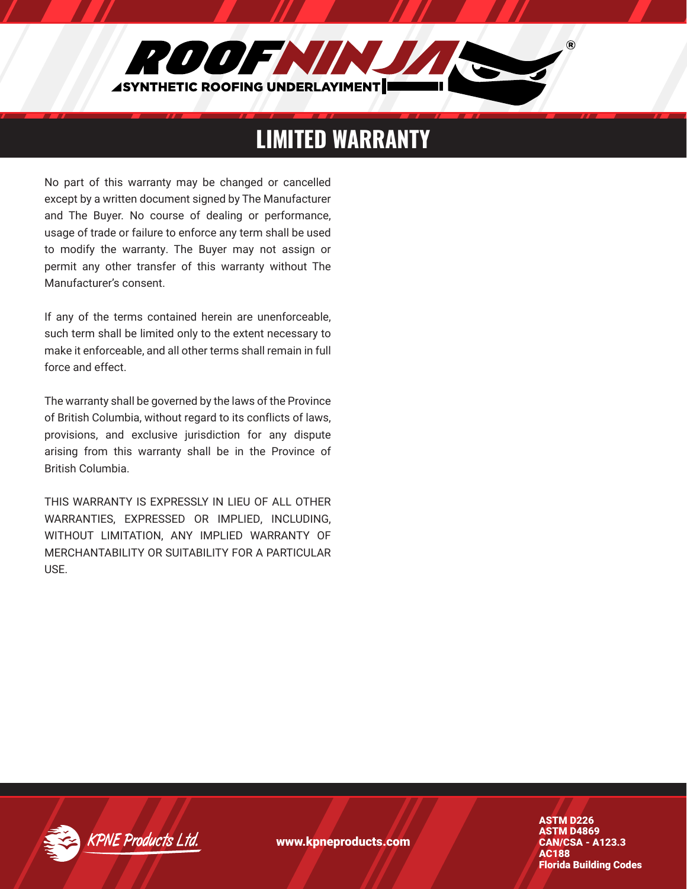# LIMITED WARRANTY

No part of this warranty may be changed or cancelled except by a written document signed by The Manufacturer and The Buyer. No course of dealing or performance, usage of trade or failure to enforce any term shall be used to modify the warranty. The Buyer may not assign or permit any other transfer of this warranty without The Manufacturer's consent.

If any of the terms contained herein are unenforceable, such term shall be limited only to the extent necessary to make it enforceable, and all other terms shall remain in full force and effect.

The warranty shall be governed by the laws of the Province of British Columbia, without regard to its conflicts of laws, provisions, and exclusive jurisdiction for any dispute arising from this warranty shall be in the Province of British Columbia.

THIS WARRANTY IS EXPRESSLY IN LIEU OF ALL OTHER WARRANTIES, EXPRESSED OR IMPLIED, INCLUDING, WITHOUT LIMITATION, ANY IMPLIED WARRANTY OF MERCHANTABILITY OR SUITABILITY FOR A PARTICULAR USE.